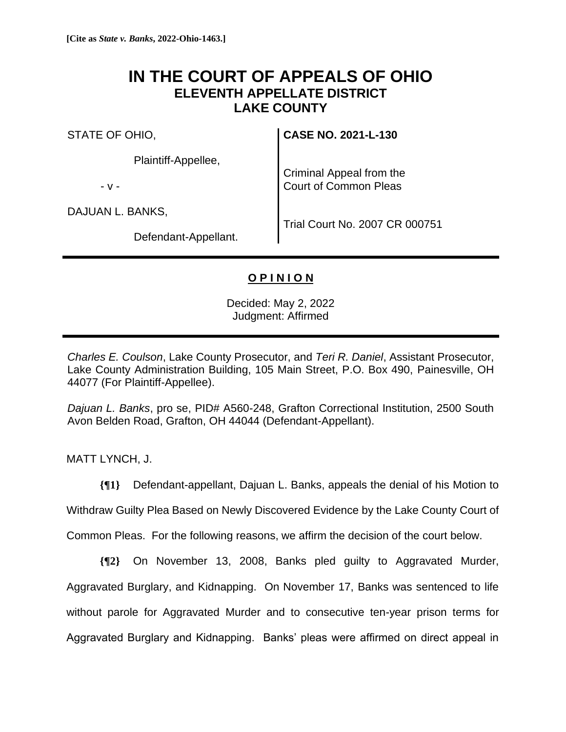**[Cite as *State v. Banks*, 2022-Ohio-1463.]**

# IN THE COURT OF APPEALS OF OHIO
## ELEVENTH APPELLATE DISTRICT
## LAKE COUNTY

| | |
|---|---|
| STATE OF OHIO,<br><br>Plaintiff-Appellee,<br><br>- v -<br><br>DAJUAN L. BANKS,<br><br>Defendant-Appellant. | **CASE NO. 2021-L-130**<br><br>Criminal Appeal from the Court of Common Pleas<br><br>Trial Court No. 2007 CR 000751 |

---

**O P I N I O N**

Decided: May 2, 2022
Judgment: Affirmed

---

*Charles E. Coulson*, Lake County Prosecutor, and *Teri R. Daniel*, Assistant Prosecutor, Lake County Administration Building, 105 Main Street, P.O. Box 490, Painesville, OH 44077 (For Plaintiff-Appellee).

*Dajuan L. Banks*, pro se, PID# A560-248, Grafton Correctional Institution, 2500 South Avon Belden Road, Grafton, OH 44044 (Defendant-Appellant).

MATT LYNCH, J.

**{¶1}** Defendant-appellant, Dajuan L. Banks, appeals the denial of his Motion to Withdraw Guilty Plea Based on Newly Discovered Evidence by the Lake County Court of Common Pleas. For the following reasons, we affirm the decision of the court below.

**{¶2}** On November 13, 2008, Banks pled guilty to Aggravated Murder, Aggravated Burglary, and Kidnapping. On November 17, Banks was sentenced to life without parole for Aggravated Murder and to consecutive ten-year prison terms for Aggravated Burglary and Kidnapping. Banks' pleas were affirmed on direct appeal in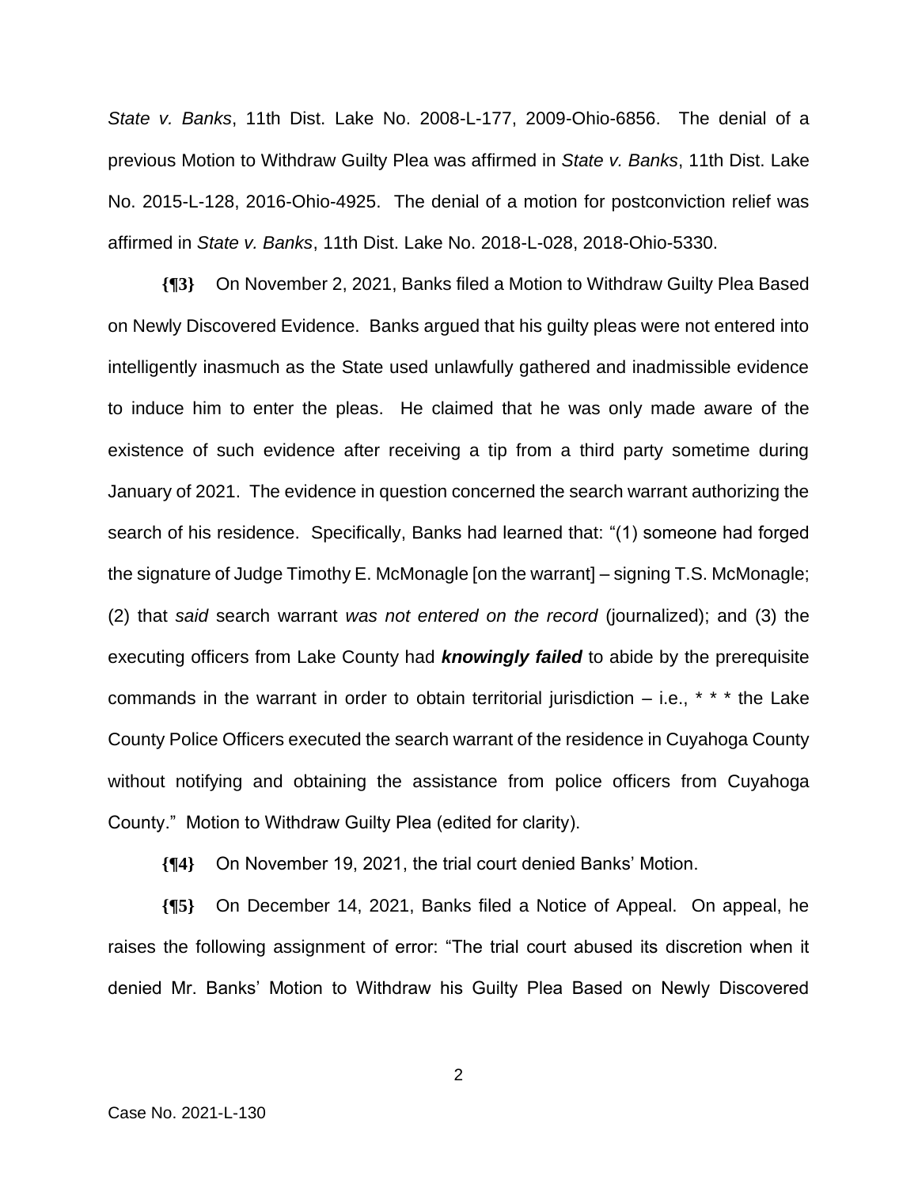*State v. Banks*, 11th Dist. Lake No. 2008-L-177, 2009-Ohio-6856. The denial of a previous Motion to Withdraw Guilty Plea was affirmed in *State v. Banks*, 11th Dist. Lake No. 2015-L-128, 2016-Ohio-4925. The denial of a motion for postconviction relief was affirmed in *State v. Banks*, 11th Dist. Lake No. 2018-L-028, 2018-Ohio-5330.

**{¶3}** On November 2, 2021, Banks filed a Motion to Withdraw Guilty Plea Based on Newly Discovered Evidence. Banks argued that his guilty pleas were not entered into intelligently inasmuch as the State used unlawfully gathered and inadmissible evidence to induce him to enter the pleas. He claimed that he was only made aware of the existence of such evidence after receiving a tip from a third party sometime during January of 2021. The evidence in question concerned the search warrant authorizing the search of his residence. Specifically, Banks had learned that: "(1) someone had forged the signature of Judge Timothy E. McMonagle [on the warrant] – signing T.S. McMonagle; (2) that *said* search warrant *was not entered on the record* (journalized); and (3) the executing officers from Lake County had ***knowingly failed*** to abide by the prerequisite commands in the warrant in order to obtain territorial jurisdiction – i.e., * * * the Lake County Police Officers executed the search warrant of the residence in Cuyahoga County without notifying and obtaining the assistance from police officers from Cuyahoga County." Motion to Withdraw Guilty Plea (edited for clarity).

**{¶4}** On November 19, 2021, the trial court denied Banks' Motion.

**{¶5}** On December 14, 2021, Banks filed a Notice of Appeal. On appeal, he raises the following assignment of error: "The trial court abused its discretion when it denied Mr. Banks' Motion to Withdraw his Guilty Plea Based on Newly Discovered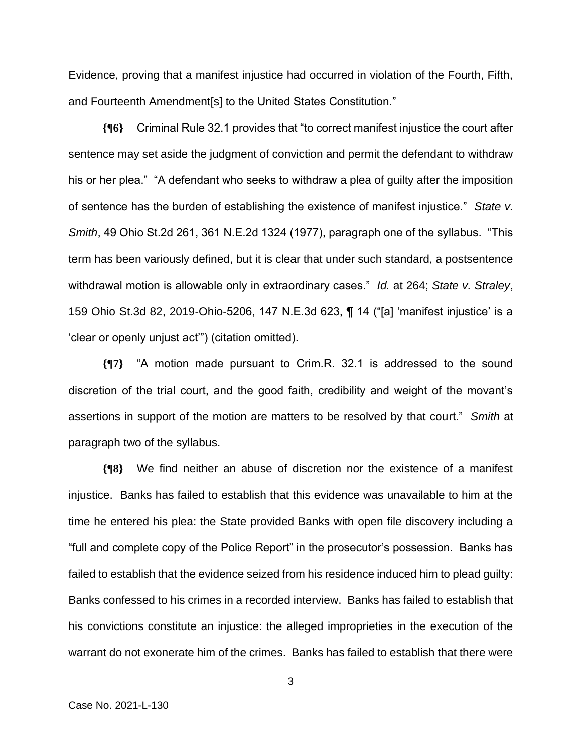Evidence, proving that a manifest injustice had occurred in violation of the Fourth, Fifth, and Fourteenth Amendment[s] to the United States Constitution."

**{¶6}** Criminal Rule 32.1 provides that "to correct manifest injustice the court after sentence may set aside the judgment of conviction and permit the defendant to withdraw his or her plea." "A defendant who seeks to withdraw a plea of guilty after the imposition of sentence has the burden of establishing the existence of manifest injustice." *State v. Smith*, 49 Ohio St.2d 261, 361 N.E.2d 1324 (1977), paragraph one of the syllabus. "This term has been variously defined, but it is clear that under such standard, a postsentence withdrawal motion is allowable only in extraordinary cases." *Id.* at 264; *State v. Straley*, 159 Ohio St.3d 82, 2019-Ohio-5206, 147 N.E.3d 623, ¶ 14 ("[a] 'manifest injustice' is a 'clear or openly unjust act'") (citation omitted).

**{¶7}** "A motion made pursuant to Crim.R. 32.1 is addressed to the sound discretion of the trial court, and the good faith, credibility and weight of the movant's assertions in support of the motion are matters to be resolved by that court." *Smith* at paragraph two of the syllabus.

**{¶8}** We find neither an abuse of discretion nor the existence of a manifest injustice. Banks has failed to establish that this evidence was unavailable to him at the time he entered his plea: the State provided Banks with open file discovery including a "full and complete copy of the Police Report" in the prosecutor's possession. Banks has failed to establish that the evidence seized from his residence induced him to plead guilty: Banks confessed to his crimes in a recorded interview. Banks has failed to establish that his convictions constitute an injustice: the alleged improprieties in the execution of the warrant do not exonerate him of the crimes. Banks has failed to establish that there were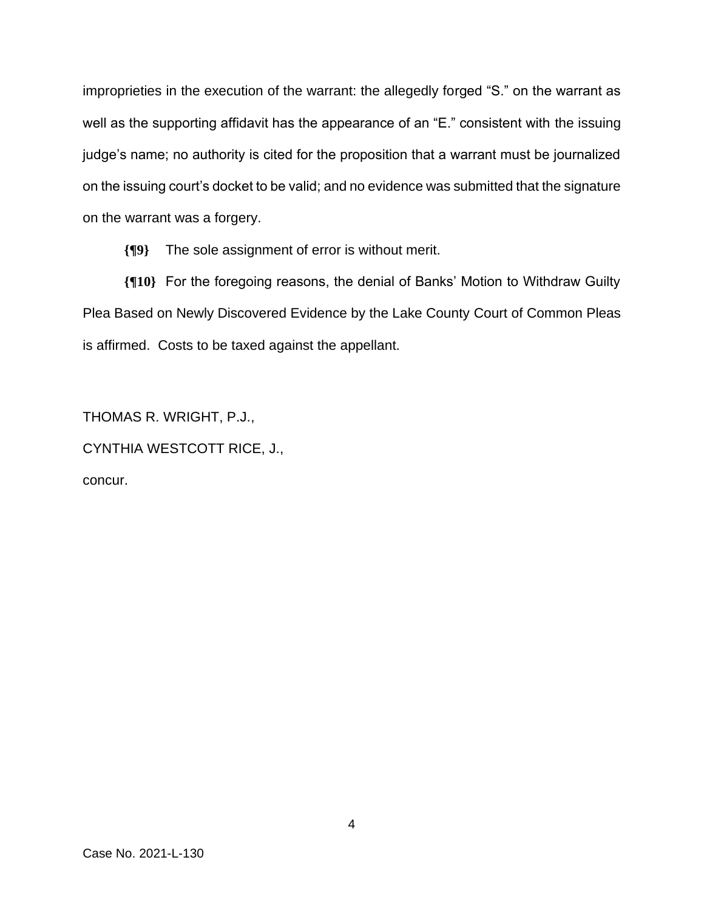improprieties in the execution of the warrant: the allegedly forged "S." on the warrant as well as the supporting affidavit has the appearance of an "E." consistent with the issuing judge's name; no authority is cited for the proposition that a warrant must be journalized on the issuing court's docket to be valid; and no evidence was submitted that the signature on the warrant was a forgery.

**{¶9}** The sole assignment of error is without merit.

**{¶10}** For the foregoing reasons, the denial of Banks' Motion to Withdraw Guilty Plea Based on Newly Discovered Evidence by the Lake County Court of Common Pleas is affirmed. Costs to be taxed against the appellant.

THOMAS R. WRIGHT, P.J.,

CYNTHIA WESTCOTT RICE, J.,

concur.